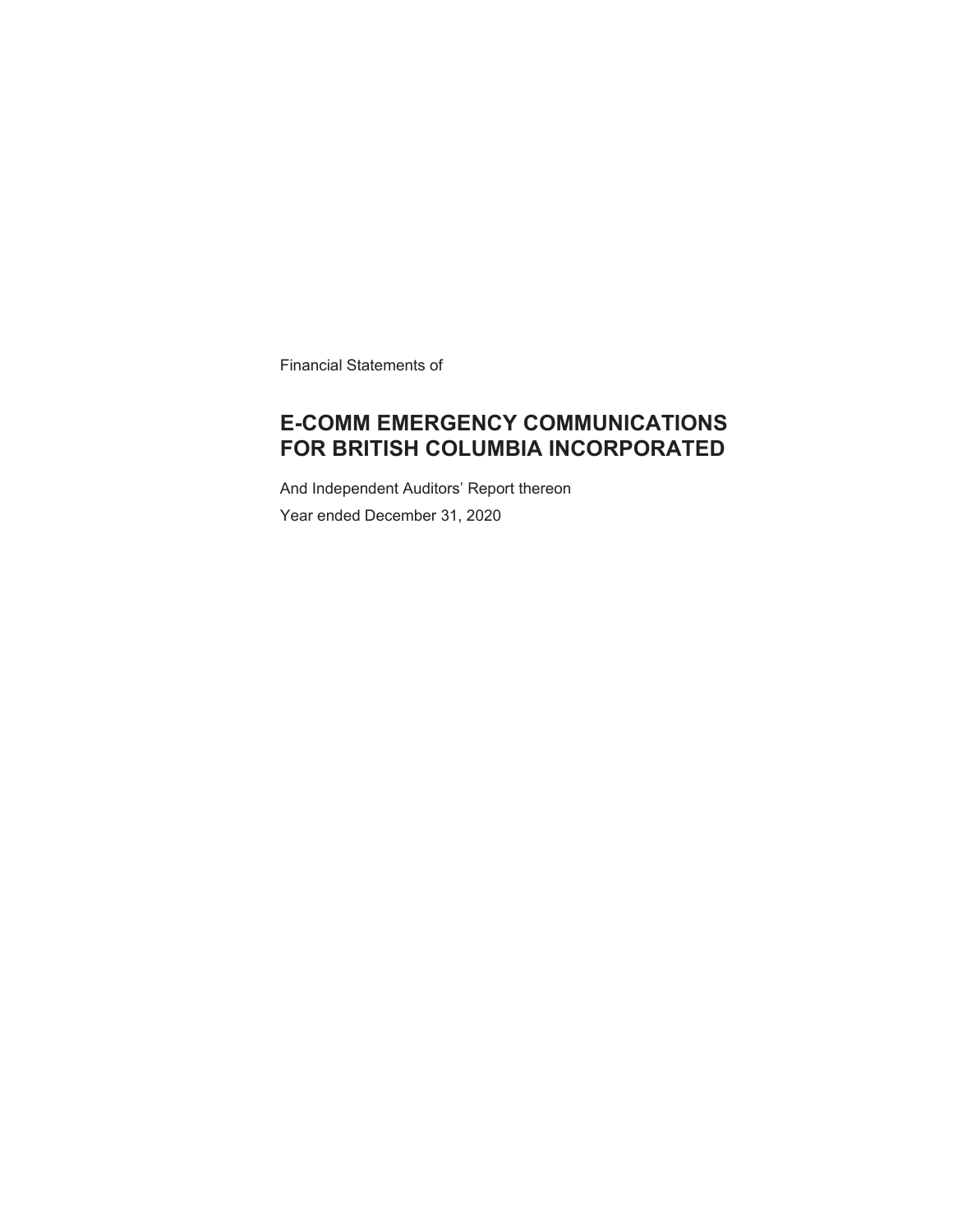Financial Statements of

# E-COMM EMERGENCY COMMUNICATIONS FOR BRITISH COLUMBIA INCORPORATED

And Independent Auditors' Report thereon

Year ended December 31, 2020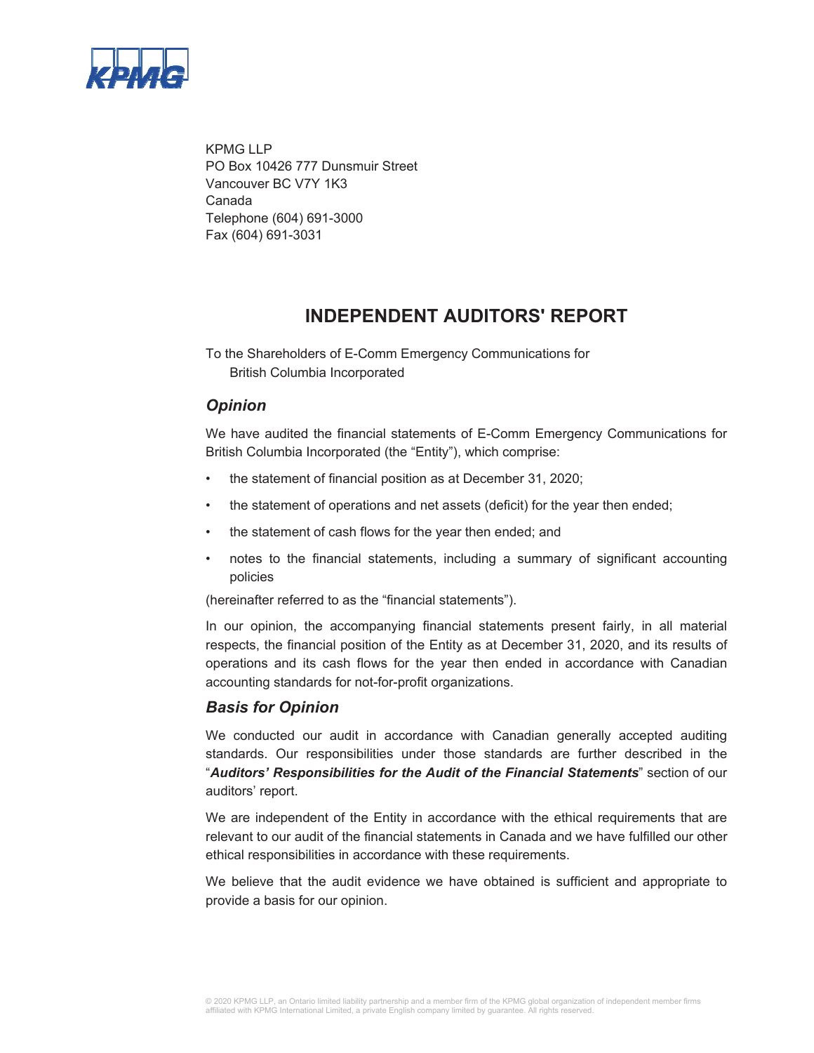KPMG LLP
PO Box 10426 777 Dunsmuir Street
Vancouver BC V7Y 1K3
Canada
Telephone (604) 691-3000
Fax (604) 691-3031

# INDEPENDENT AUDITORS' REPORT

To the Shareholders of E-Comm Emergency Communications for British Columbia Incorporated

## *Opinion*

We have audited the financial statements of E-Comm Emergency Communications for British Columbia Incorporated (the "Entity"), which comprise:

- the statement of financial position as at December 31, 2020;
- the statement of operations and net assets (deficit) for the year then ended;
- the statement of cash flows for the year then ended; and
- notes to the financial statements, including a summary of significant accounting policies

(hereinafter referred to as the "financial statements").

In our opinion, the accompanying financial statements present fairly, in all material respects, the financial position of the Entity as at December 31, 2020, and its results of operations and its cash flows for the year then ended in accordance with Canadian accounting standards for not-for-profit organizations.

## *Basis for Opinion*

We conducted our audit in accordance with Canadian generally accepted auditing standards. Our responsibilities under those standards are further described in the "***Auditors' Responsibilities for the Audit of the Financial Statements***" section of our auditors' report.

We are independent of the Entity in accordance with the ethical requirements that are relevant to our audit of the financial statements in Canada and we have fulfilled our other ethical responsibilities in accordance with these requirements.

We believe that the audit evidence we have obtained is sufficient and appropriate to provide a basis for our opinion.

© 2020 KPMG LLP, an Ontario limited liability partnership and a member firm of the KPMG global organization of independent member firms affiliated with KPMG International Limited, a private English company limited by guarantee. All rights reserved.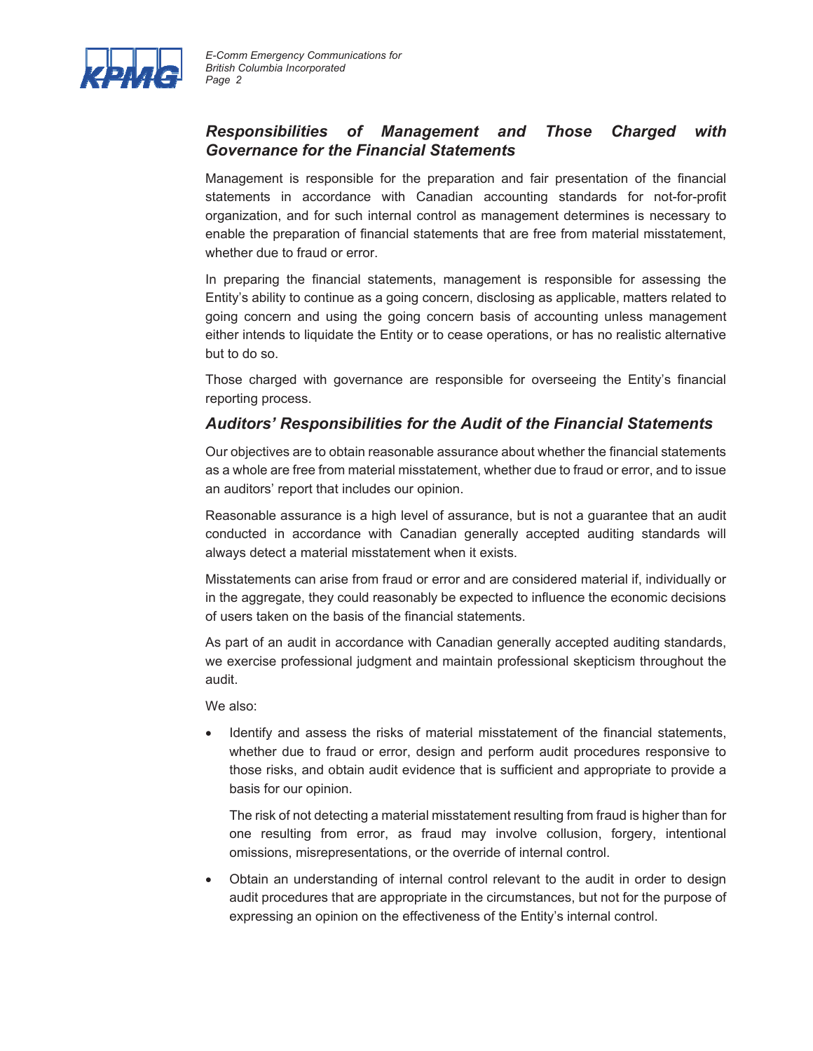## *Responsibilities of Management and Those Charged with Governance for the Financial Statements*

Management is responsible for the preparation and fair presentation of the financial statements in accordance with Canadian accounting standards for not-for-profit organization, and for such internal control as management determines is necessary to enable the preparation of financial statements that are free from material misstatement, whether due to fraud or error.

In preparing the financial statements, management is responsible for assessing the Entity's ability to continue as a going concern, disclosing as applicable, matters related to going concern and using the going concern basis of accounting unless management either intends to liquidate the Entity or to cease operations, or has no realistic alternative but to do so.

Those charged with governance are responsible for overseeing the Entity's financial reporting process.

## *Auditors' Responsibilities for the Audit of the Financial Statements*

Our objectives are to obtain reasonable assurance about whether the financial statements as a whole are free from material misstatement, whether due to fraud or error, and to issue an auditors' report that includes our opinion.

Reasonable assurance is a high level of assurance, but is not a guarantee that an audit conducted in accordance with Canadian generally accepted auditing standards will always detect a material misstatement when it exists.

Misstatements can arise from fraud or error and are considered material if, individually or in the aggregate, they could reasonably be expected to influence the economic decisions of users taken on the basis of the financial statements.

As part of an audit in accordance with Canadian generally accepted auditing standards, we exercise professional judgment and maintain professional skepticism throughout the audit.

We also:

- Identify and assess the risks of material misstatement of the financial statements, whether due to fraud or error, design and perform audit procedures responsive to those risks, and obtain audit evidence that is sufficient and appropriate to provide a basis for our opinion.

  The risk of not detecting a material misstatement resulting from fraud is higher than for one resulting from error, as fraud may involve collusion, forgery, intentional omissions, misrepresentations, or the override of internal control.

- Obtain an understanding of internal control relevant to the audit in order to design audit procedures that are appropriate in the circumstances, but not for the purpose of expressing an opinion on the effectiveness of the Entity's internal control.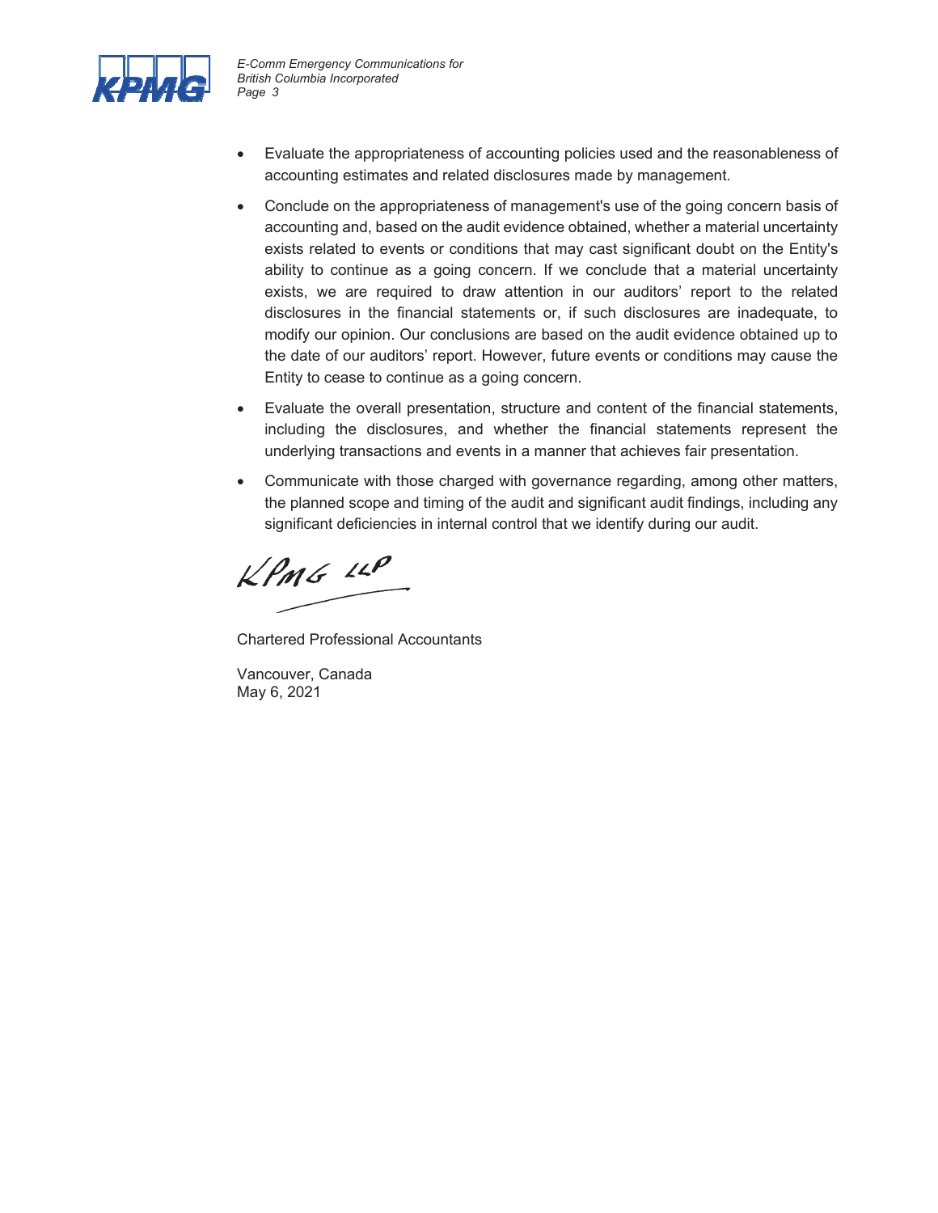- Evaluate the appropriateness of accounting policies used and the reasonableness of accounting estimates and related disclosures made by management.
- Conclude on the appropriateness of management's use of the going concern basis of accounting and, based on the audit evidence obtained, whether a material uncertainty exists related to events or conditions that may cast significant doubt on the Entity's ability to continue as a going concern. If we conclude that a material uncertainty exists, we are required to draw attention in our auditors' report to the related disclosures in the financial statements or, if such disclosures are inadequate, to modify our opinion. Our conclusions are based on the audit evidence obtained up to the date of our auditors' report. However, future events or conditions may cause the Entity to cease to continue as a going concern.
- Evaluate the overall presentation, structure and content of the financial statements, including the disclosures, and whether the financial statements represent the underlying transactions and events in a manner that achieves fair presentation.
- Communicate with those charged with governance regarding, among other matters, the planned scope and timing of the audit and significant audit findings, including any significant deficiencies in internal control that we identify during our audit.

KPMG LLP

Chartered Professional Accountants

Vancouver, Canada
May 6, 2021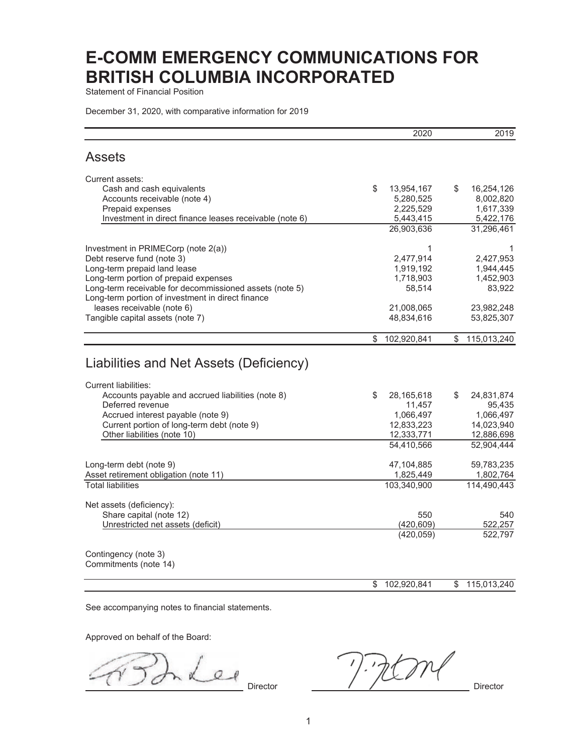# E-COMM EMERGENCY COMMUNICATIONS FOR BRITISH COLUMBIA INCORPORATED

Statement of Financial Position

December 31, 2020, with comparative information for 2019

| | 2020 | 2019 |
|---|---|---|
| **Assets** | | |
| Current assets: | | |
| Cash and cash equivalents | $ 13,954,167 | $ 16,254,126 |
| Accounts receivable (note 4) | 5,280,525 | 8,002,820 |
| Prepaid expenses | 2,225,529 | 1,617,339 |
| Investment in direct finance leases receivable (note 6) | 5,443,415 | 5,422,176 |
| | 26,903,636 | 31,296,461 |
| Investment in PRIMECorp (note 2(a)) | 1 | 1 |
| Debt reserve fund (note 3) | 2,477,914 | 2,427,953 |
| Long-term prepaid land lease | 1,919,192 | 1,944,445 |
| Long-term portion of prepaid expenses | 1,718,903 | 1,452,903 |
| Long-term receivable for decommissioned assets (note 5) | 58,514 | 83,922 |
| Long-term portion of investment in direct finance leases receivable (note 6) | 21,008,065 | 23,982,248 |
| Tangible capital assets (note 7) | 48,834,616 | 53,825,307 |
| | $ 102,920,841 | $ 115,013,240 |
| **Liabilities and Net Assets (Deficiency)** | | |
| Current liabilities: | | |
| Accounts payable and accrued liabilities (note 8) | $ 28,165,618 | $ 24,831,874 |
| Deferred revenue | 11,457 | 95,435 |
| Accrued interest payable (note 9) | 1,066,497 | 1,066,497 |
| Current portion of long-term debt (note 9) | 12,833,223 | 14,023,940 |
| Other liabilities (note 10) | 12,333,771 | 12,886,698 |
| | 54,410,566 | 52,904,444 |
| Long-term debt (note 9) | 47,104,885 | 59,783,235 |
| Asset retirement obligation (note 11) | 1,825,449 | 1,802,764 |
| Total liabilities | 103,340,900 | 114,490,443 |
| Net assets (deficiency): | | |
| Share capital (note 12) | 550 | 540 |
| Unrestricted net assets (deficit) | (420,609) | 522,257 |
| | (420,059) | 522,797 |
| Contingency (note 3) | | |
| Commitments (note 14) | | |
| | $ 102,920,841 | $ 115,013,240 |

See accompanying notes to financial statements.

Approved on behalf of the Board:

Director Director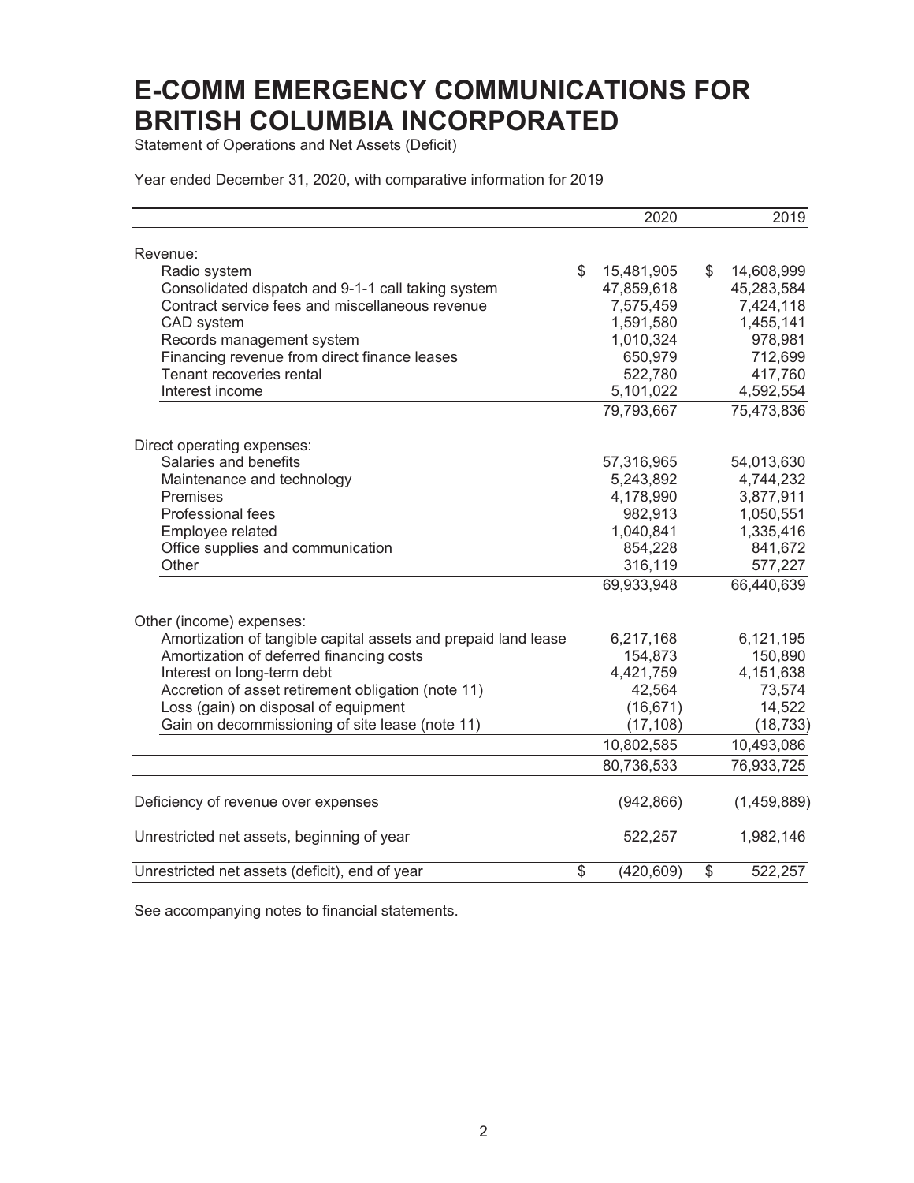# E-COMM EMERGENCY COMMUNICATIONS FOR BRITISH COLUMBIA INCORPORATED

Statement of Operations and Net Assets (Deficit)

Year ended December 31, 2020, with comparative information for 2019

| | 2020 | 2019 |
|---|---|---|
| Revenue: | | |
| Radio system | $ 15,481,905 | $ 14,608,999 |
| Consolidated dispatch and 9-1-1 call taking system | 47,859,618 | 45,283,584 |
| Contract service fees and miscellaneous revenue | 7,575,459 | 7,424,118 |
| CAD system | 1,591,580 | 1,455,141 |
| Records management system | 1,010,324 | 978,981 |
| Financing revenue from direct finance leases | 650,979 | 712,699 |
| Tenant recoveries rental | 522,780 | 417,760 |
| Interest income | 5,101,022 | 4,592,554 |
| | 79,793,667 | 75,473,836 |
| Direct operating expenses: | | |
| Salaries and benefits | 57,316,965 | 54,013,630 |
| Maintenance and technology | 5,243,892 | 4,744,232 |
| Premises | 4,178,990 | 3,877,911 |
| Professional fees | 982,913 | 1,050,551 |
| Employee related | 1,040,841 | 1,335,416 |
| Office supplies and communication | 854,228 | 841,672 |
| Other | 316,119 | 577,227 |
| | 69,933,948 | 66,440,639 |
| Other (income) expenses: | | |
| Amortization of tangible capital assets and prepaid land lease | 6,217,168 | 6,121,195 |
| Amortization of deferred financing costs | 154,873 | 150,890 |
| Interest on long-term debt | 4,421,759 | 4,151,638 |
| Accretion of asset retirement obligation (note 11) | 42,564 | 73,574 |
| Loss (gain) on disposal of equipment | (16,671) | 14,522 |
| Gain on decommissioning of site lease (note 11) | (17,108) | (18,733) |
| | 10,802,585 | 10,493,086 |
| | 80,736,533 | 76,933,725 |
| Deficiency of revenue over expenses | (942,866) | (1,459,889) |
| Unrestricted net assets, beginning of year | 522,257 | 1,982,146 |
| Unrestricted net assets (deficit), end of year | $ (420,609) | $ 522,257 |

See accompanying notes to financial statements.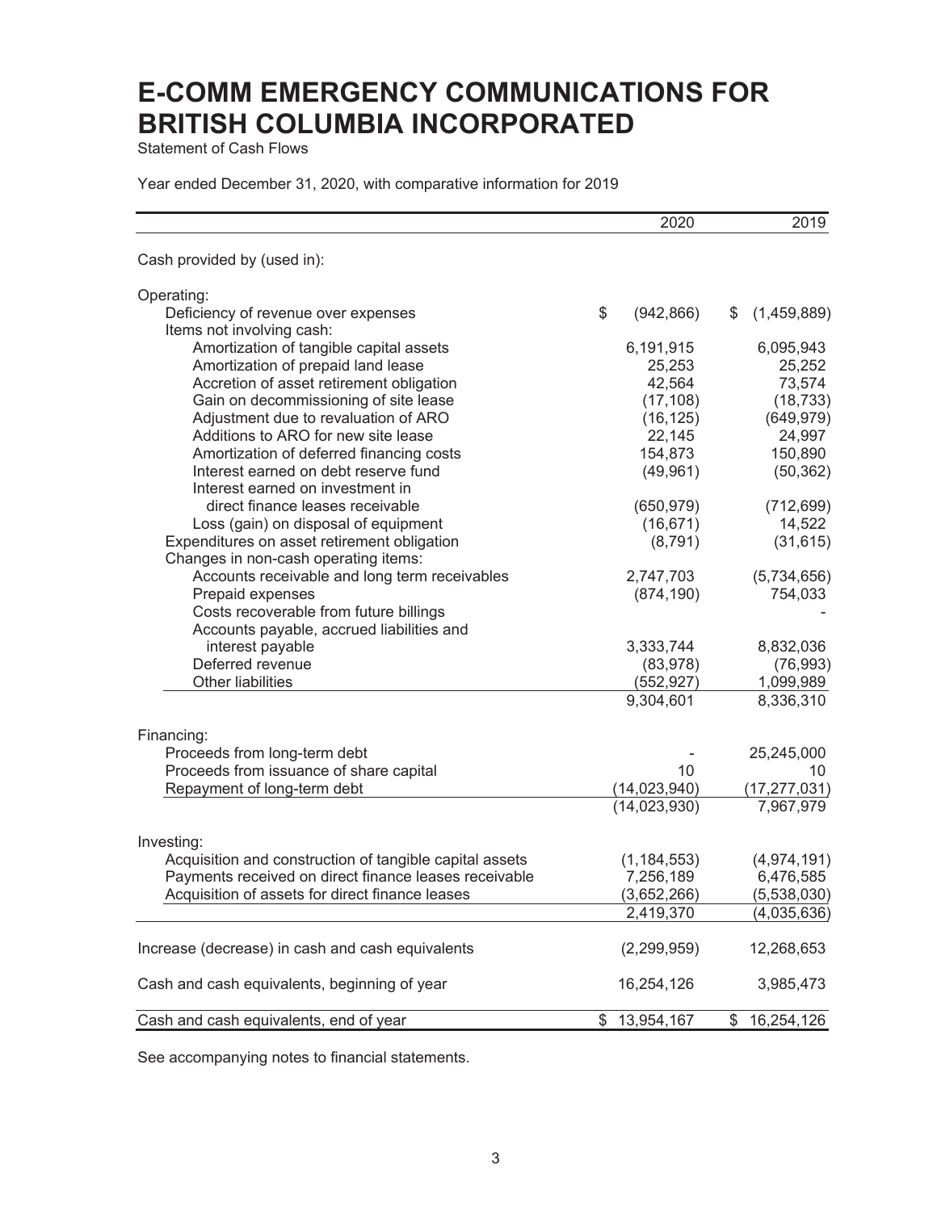# E-COMM EMERGENCY COMMUNICATIONS FOR BRITISH COLUMBIA INCORPORATED

Statement of Cash Flows

Year ended December 31, 2020, with comparative information for 2019

| | 2020 | 2019 |
|---|---|---|
| Cash provided by (used in): | | |
| **Operating:** | | |
| Deficiency of revenue over expenses | $ (942,866) | $ (1,459,889) |
| Items not involving cash: | | |
| Amortization of tangible capital assets | 6,191,915 | 6,095,943 |
| Amortization of prepaid land lease | 25,253 | 25,252 |
| Accretion of asset retirement obligation | 42,564 | 73,574 |
| Gain on decommissioning of site lease | (17,108) | (18,733) |
| Adjustment due to revaluation of ARO | (16,125) | (649,979) |
| Additions to ARO for new site lease | 22,145 | 24,997 |
| Amortization of deferred financing costs | 154,873 | 150,890 |
| Interest earned on debt reserve fund | (49,961) | (50,362) |
| Interest earned on investment in direct finance leases receivable | (650,979) | (712,699) |
| Loss (gain) on disposal of equipment | (16,671) | 14,522 |
| Expenditures on asset retirement obligation | (8,791) | (31,615) |
| Changes in non-cash operating items: | | |
| Accounts receivable and long term receivables | 2,747,703 | (5,734,656) |
| Prepaid expenses | (874,190) | 754,033 |
| Costs recoverable from future billings | | - |
| Accounts payable, accrued liabilities and interest payable | 3,333,744 | 8,832,036 |
| Deferred revenue | (83,978) | (76,993) |
| Other liabilities | (552,927) | 1,099,989 |
| | 9,304,601 | 8,336,310 |
| **Financing:** | | |
| Proceeds from long-term debt | - | 25,245,000 |
| Proceeds from issuance of share capital | 10 | 10 |
| Repayment of long-term debt | (14,023,940) | (17,277,031) |
| | (14,023,930) | 7,967,979 |
| **Investing:** | | |
| Acquisition and construction of tangible capital assets | (1,184,553) | (4,974,191) |
| Payments received on direct finance leases receivable | 7,256,189 | 6,476,585 |
| Acquisition of assets for direct finance leases | (3,652,266) | (5,538,030) |
| | 2,419,370 | (4,035,636) |
| Increase (decrease) in cash and cash equivalents | (2,299,959) | 12,268,653 |
| Cash and cash equivalents, beginning of year | 16,254,126 | 3,985,473 |
| Cash and cash equivalents, end of year | $ 13,954,167 | $ 16,254,126 |

See accompanying notes to financial statements.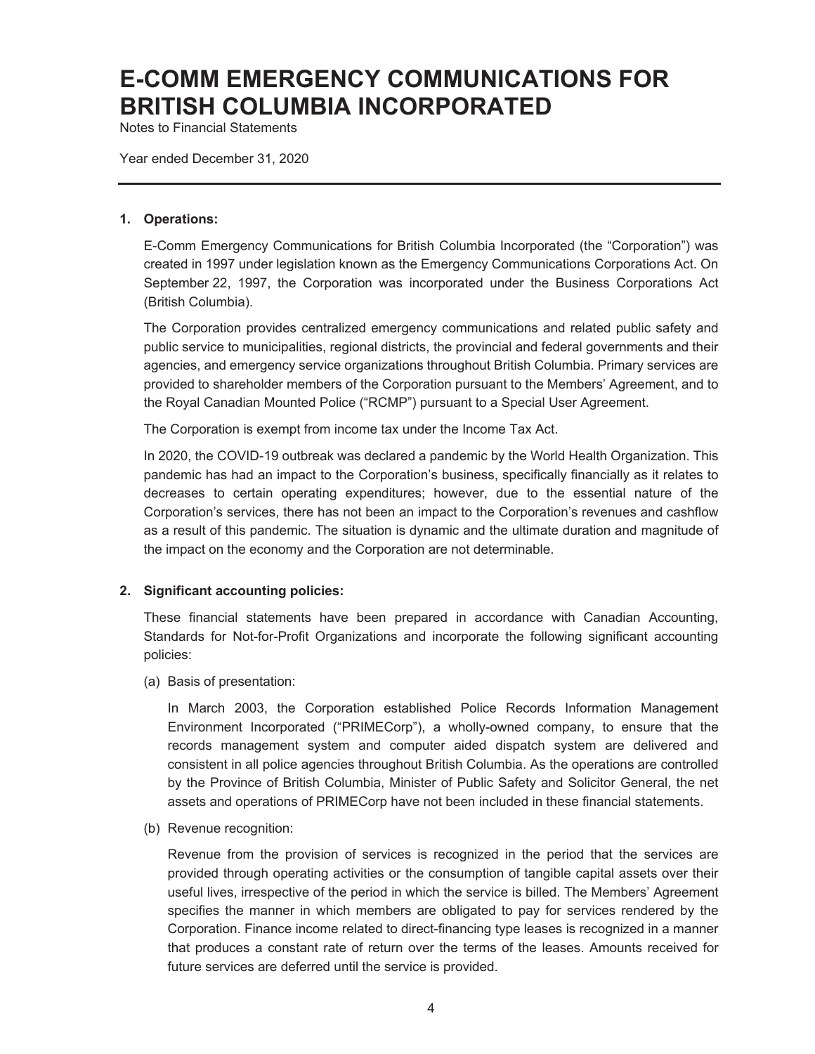# E-COMM EMERGENCY COMMUNICATIONS FOR BRITISH COLUMBIA INCORPORATED

Notes to Financial Statements

Year ended December 31, 2020

---

**1. Operations:**

E-Comm Emergency Communications for British Columbia Incorporated (the "Corporation") was created in 1997 under legislation known as the Emergency Communications Corporations Act. On September 22, 1997, the Corporation was incorporated under the Business Corporations Act (British Columbia).

The Corporation provides centralized emergency communications and related public safety and public service to municipalities, regional districts, the provincial and federal governments and their agencies, and emergency service organizations throughout British Columbia. Primary services are provided to shareholder members of the Corporation pursuant to the Members' Agreement, and to the Royal Canadian Mounted Police ("RCMP") pursuant to a Special User Agreement.

The Corporation is exempt from income tax under the Income Tax Act.

In 2020, the COVID-19 outbreak was declared a pandemic by the World Health Organization. This pandemic has had an impact to the Corporation's business, specifically financially as it relates to decreases to certain operating expenditures; however, due to the essential nature of the Corporation's services, there has not been an impact to the Corporation's revenues and cashflow as a result of this pandemic. The situation is dynamic and the ultimate duration and magnitude of the impact on the economy and the Corporation are not determinable.

**2. Significant accounting policies:**

These financial statements have been prepared in accordance with Canadian Accounting, Standards for Not-for-Profit Organizations and incorporate the following significant accounting policies:

(a) Basis of presentation:

In March 2003, the Corporation established Police Records Information Management Environment Incorporated ("PRIMECorp"), a wholly-owned company, to ensure that the records management system and computer aided dispatch system are delivered and consistent in all police agencies throughout British Columbia. As the operations are controlled by the Province of British Columbia, Minister of Public Safety and Solicitor General, the net assets and operations of PRIMECorp have not been included in these financial statements.

(b) Revenue recognition:

Revenue from the provision of services is recognized in the period that the services are provided through operating activities or the consumption of tangible capital assets over their useful lives, irrespective of the period in which the service is billed. The Members' Agreement specifies the manner in which members are obligated to pay for services rendered by the Corporation. Finance income related to direct-financing type leases is recognized in a manner that produces a constant rate of return over the terms of the leases. Amounts received for future services are deferred until the service is provided.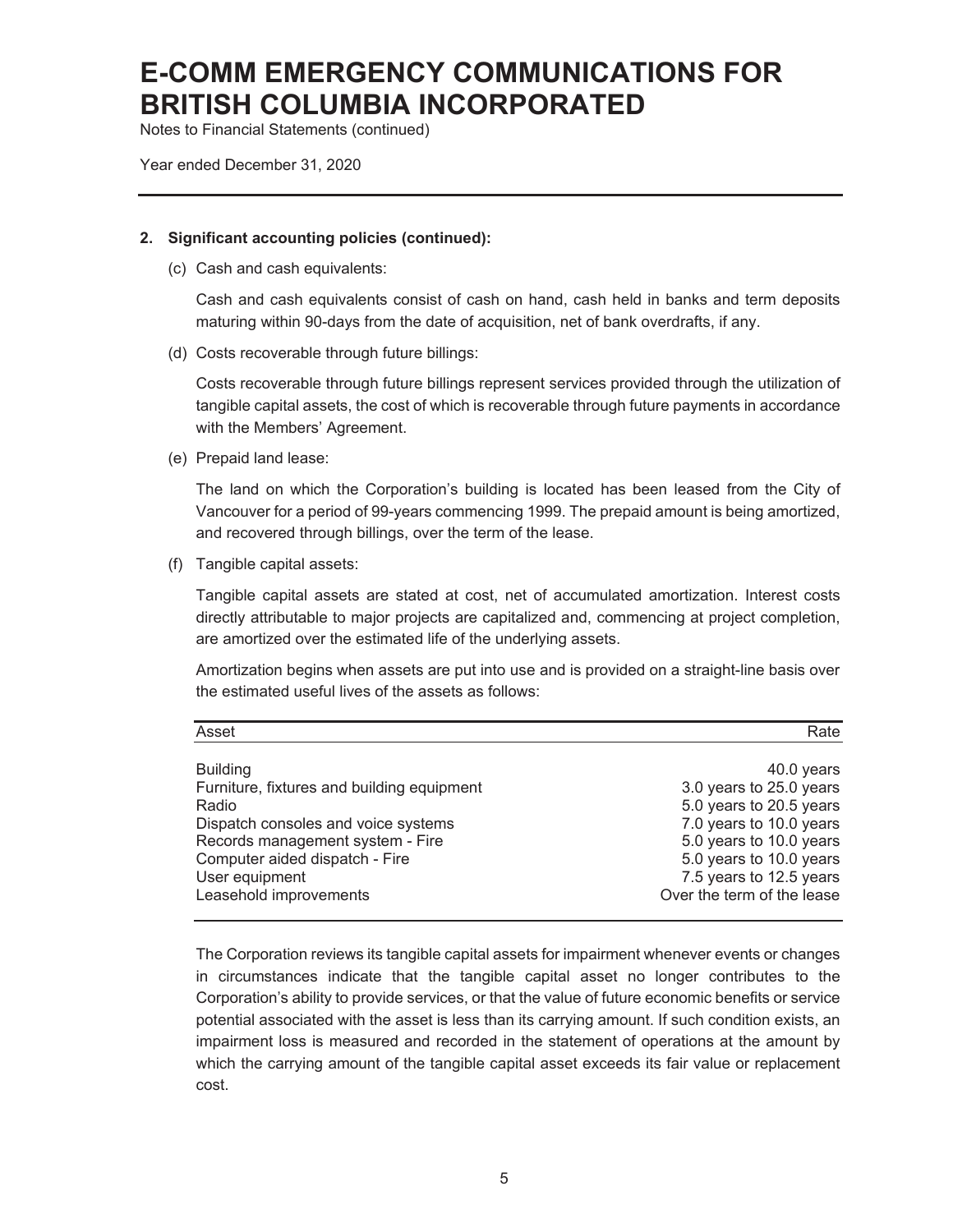# E-COMM EMERGENCY COMMUNICATIONS FOR BRITISH COLUMBIA INCORPORATED

Notes to Financial Statements (continued)

Year ended December 31, 2020

**2. Significant accounting policies (continued):**

(c) Cash and cash equivalents:

Cash and cash equivalents consist of cash on hand, cash held in banks and term deposits maturing within 90-days from the date of acquisition, net of bank overdrafts, if any.

(d) Costs recoverable through future billings:

Costs recoverable through future billings represent services provided through the utilization of tangible capital assets, the cost of which is recoverable through future payments in accordance with the Members' Agreement.

(e) Prepaid land lease:

The land on which the Corporation's building is located has been leased from the City of Vancouver for a period of 99-years commencing 1999. The prepaid amount is being amortized, and recovered through billings, over the term of the lease.

(f) Tangible capital assets:

Tangible capital assets are stated at cost, net of accumulated amortization. Interest costs directly attributable to major projects are capitalized and, commencing at project completion, are amortized over the estimated life of the underlying assets.

Amortization begins when assets are put into use and is provided on a straight-line basis over the estimated useful lives of the assets as follows:

| Asset | Rate |
|---|---|
| Building | 40.0 years |
| Furniture, fixtures and building equipment | 3.0 years to 25.0 years |
| Radio | 5.0 years to 20.5 years |
| Dispatch consoles and voice systems | 7.0 years to 10.0 years |
| Records management system - Fire | 5.0 years to 10.0 years |
| Computer aided dispatch - Fire | 5.0 years to 10.0 years |
| User equipment | 7.5 years to 12.5 years |
| Leasehold improvements | Over the term of the lease |

The Corporation reviews its tangible capital assets for impairment whenever events or changes in circumstances indicate that the tangible capital asset no longer contributes to the Corporation's ability to provide services, or that the value of future economic benefits or service potential associated with the asset is less than its carrying amount. If such condition exists, an impairment loss is measured and recorded in the statement of operations at the amount by which the carrying amount of the tangible capital asset exceeds its fair value or replacement cost.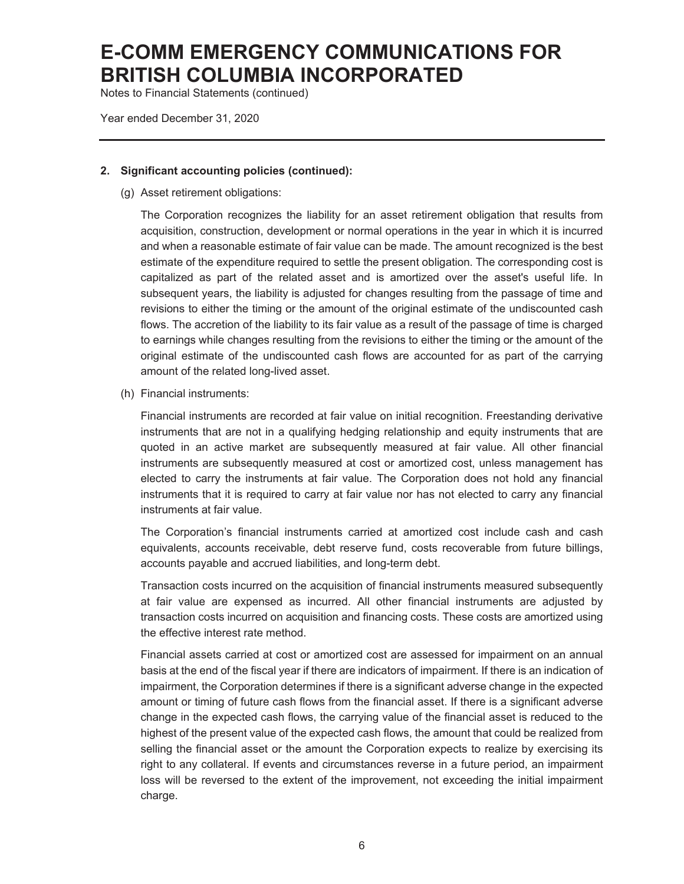# E-COMM EMERGENCY COMMUNICATIONS FOR BRITISH COLUMBIA INCORPORATED

Notes to Financial Statements (continued)

Year ended December 31, 2020

**2. Significant accounting policies (continued):**

(g) Asset retirement obligations:

The Corporation recognizes the liability for an asset retirement obligation that results from acquisition, construction, development or normal operations in the year in which it is incurred and when a reasonable estimate of fair value can be made. The amount recognized is the best estimate of the expenditure required to settle the present obligation. The corresponding cost is capitalized as part of the related asset and is amortized over the asset's useful life. In subsequent years, the liability is adjusted for changes resulting from the passage of time and revisions to either the timing or the amount of the original estimate of the undiscounted cash flows. The accretion of the liability to its fair value as a result of the passage of time is charged to earnings while changes resulting from the revisions to either the timing or the amount of the original estimate of the undiscounted cash flows are accounted for as part of the carrying amount of the related long-lived asset.

(h) Financial instruments:

Financial instruments are recorded at fair value on initial recognition. Freestanding derivative instruments that are not in a qualifying hedging relationship and equity instruments that are quoted in an active market are subsequently measured at fair value. All other financial instruments are subsequently measured at cost or amortized cost, unless management has elected to carry the instruments at fair value. The Corporation does not hold any financial instruments that it is required to carry at fair value nor has not elected to carry any financial instruments at fair value.

The Corporation's financial instruments carried at amortized cost include cash and cash equivalents, accounts receivable, debt reserve fund, costs recoverable from future billings, accounts payable and accrued liabilities, and long-term debt.

Transaction costs incurred on the acquisition of financial instruments measured subsequently at fair value are expensed as incurred. All other financial instruments are adjusted by transaction costs incurred on acquisition and financing costs. These costs are amortized using the effective interest rate method.

Financial assets carried at cost or amortized cost are assessed for impairment on an annual basis at the end of the fiscal year if there are indicators of impairment. If there is an indication of impairment, the Corporation determines if there is a significant adverse change in the expected amount or timing of future cash flows from the financial asset. If there is a significant adverse change in the expected cash flows, the carrying value of the financial asset is reduced to the highest of the present value of the expected cash flows, the amount that could be realized from selling the financial asset or the amount the Corporation expects to realize by exercising its right to any collateral. If events and circumstances reverse in a future period, an impairment loss will be reversed to the extent of the improvement, not exceeding the initial impairment charge.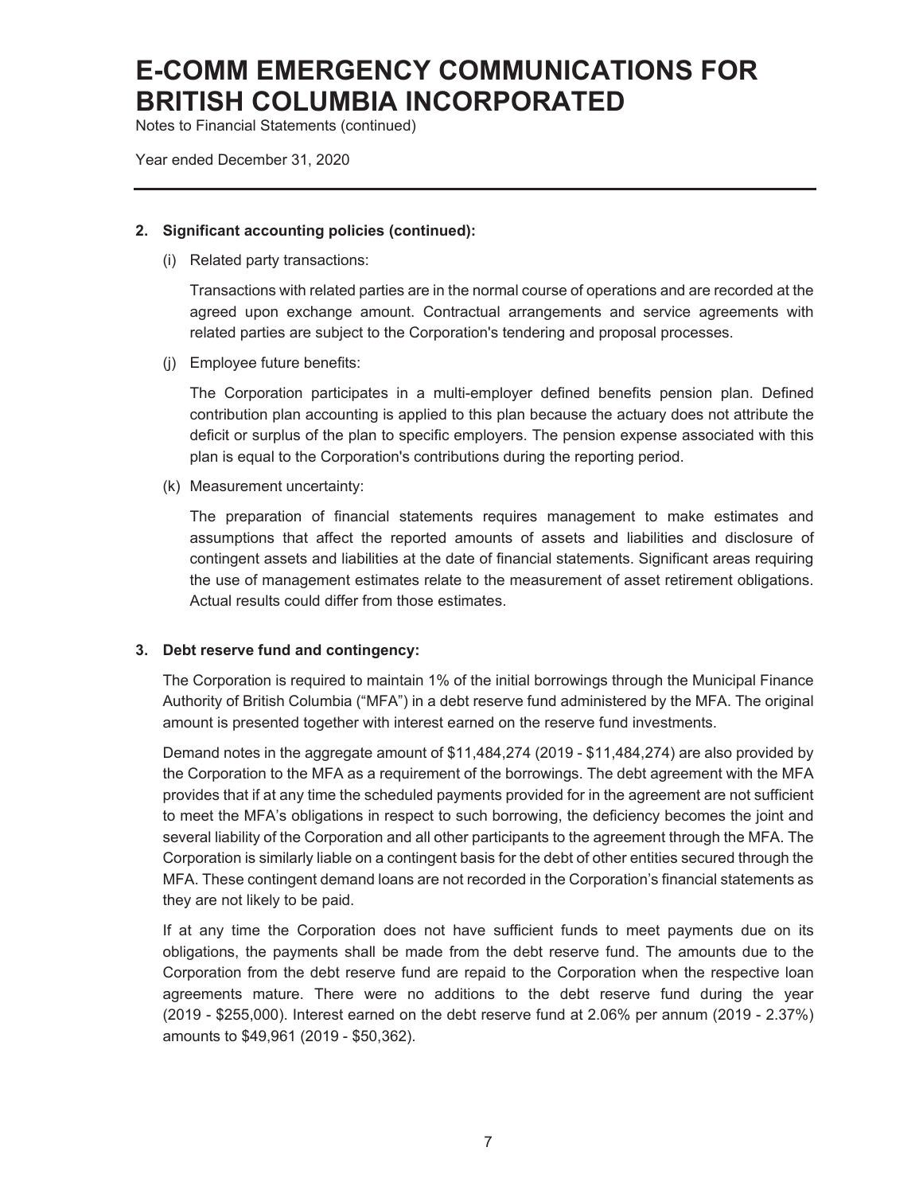## 2. Significant accounting policies (continued):

(i) Related party transactions:

Transactions with related parties are in the normal course of operations and are recorded at the agreed upon exchange amount. Contractual arrangements and service agreements with related parties are subject to the Corporation's tendering and proposal processes.

(j) Employee future benefits:

The Corporation participates in a multi-employer defined benefits pension plan. Defined contribution plan accounting is applied to this plan because the actuary does not attribute the deficit or surplus of the plan to specific employers. The pension expense associated with this plan is equal to the Corporation's contributions during the reporting period.

(k) Measurement uncertainty:

The preparation of financial statements requires management to make estimates and assumptions that affect the reported amounts of assets and liabilities and disclosure of contingent assets and liabilities at the date of financial statements. Significant areas requiring the use of management estimates relate to the measurement of asset retirement obligations. Actual results could differ from those estimates.

## 3. Debt reserve fund and contingency:

The Corporation is required to maintain 1% of the initial borrowings through the Municipal Finance Authority of British Columbia ("MFA") in a debt reserve fund administered by the MFA. The original amount is presented together with interest earned on the reserve fund investments.

Demand notes in the aggregate amount of $11,484,274 (2019 - $11,484,274) are also provided by the Corporation to the MFA as a requirement of the borrowings. The debt agreement with the MFA provides that if at any time the scheduled payments provided for in the agreement are not sufficient to meet the MFA's obligations in respect to such borrowing, the deficiency becomes the joint and several liability of the Corporation and all other participants to the agreement through the MFA. The Corporation is similarly liable on a contingent basis for the debt of other entities secured through the MFA. These contingent demand loans are not recorded in the Corporation's financial statements as they are not likely to be paid.

If at any time the Corporation does not have sufficient funds to meet payments due on its obligations, the payments shall be made from the debt reserve fund. The amounts due to the Corporation from the debt reserve fund are repaid to the Corporation when the respective loan agreements mature. There were no additions to the debt reserve fund during the year (2019 - $255,000). Interest earned on the debt reserve fund at 2.06% per annum (2019 - 2.37%) amounts to $49,961 (2019 - $50,362).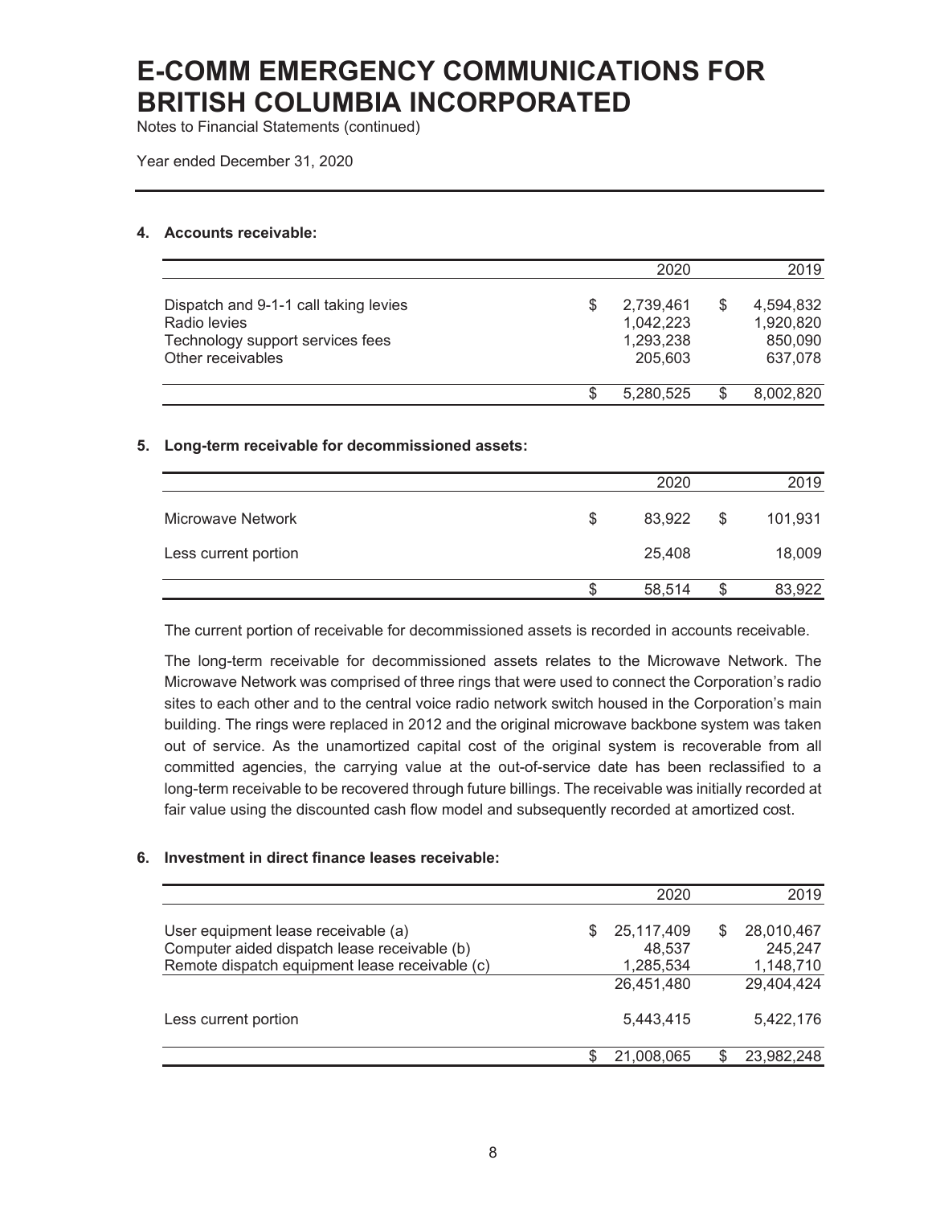# E-COMM EMERGENCY COMMUNICATIONS FOR BRITISH COLUMBIA INCORPORATED

Notes to Financial Statements (continued)

Year ended December 31, 2020

## 4. Accounts receivable:

| | 2020 | 2019 |
|---|---|---|
| Dispatch and 9-1-1 call taking levies | $ 2,739,461 | $ 4,594,832 |
| Radio levies | 1,042,223 | 1,920,820 |
| Technology support services fees | 1,293,238 | 850,090 |
| Other receivables | 205,603 | 637,078 |
| | $ 5,280,525 | $ 8,002,820 |

## 5. Long-term receivable for decommissioned assets:

| | 2020 | 2019 |
|---|---|---|
| Microwave Network | $ 83,922 | $ 101,931 |
| Less current portion | 25,408 | 18,009 |
| | $ 58,514 | $ 83,922 |

The current portion of receivable for decommissioned assets is recorded in accounts receivable.

The long-term receivable for decommissioned assets relates to the Microwave Network. The Microwave Network was comprised of three rings that were used to connect the Corporation's radio sites to each other and to the central voice radio network switch housed in the Corporation's main building. The rings were replaced in 2012 and the original microwave backbone system was taken out of service. As the unamortized capital cost of the original system is recoverable from all committed agencies, the carrying value at the out-of-service date has been reclassified to a long-term receivable to be recovered through future billings. The receivable was initially recorded at fair value using the discounted cash flow model and subsequently recorded at amortized cost.

## 6. Investment in direct finance leases receivable:

| | 2020 | 2019 |
|---|---|---|
| User equipment lease receivable (a) | $ 25,117,409 | $ 28,010,467 |
| Computer aided dispatch lease receivable (b) | 48,537 | 245,247 |
| Remote dispatch equipment lease receivable (c) | 1,285,534 | 1,148,710 |
| | 26,451,480 | 29,404,424 |
| Less current portion | 5,443,415 | 5,422,176 |
| | $ 21,008,065 | $ 23,982,248 |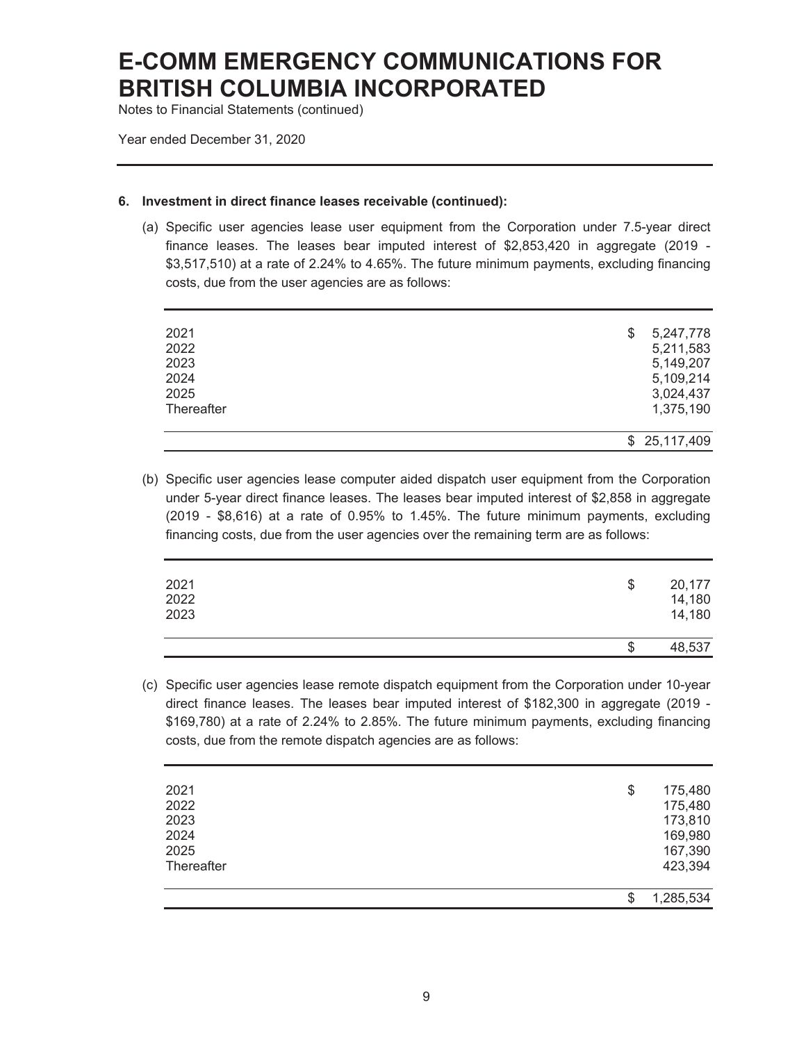# E-COMM EMERGENCY COMMUNICATIONS FOR BRITISH COLUMBIA INCORPORATED

Notes to Financial Statements (continued)

Year ended December 31, 2020

**6. Investment in direct finance leases receivable (continued):**

(a) Specific user agencies lease user equipment from the Corporation under 7.5-year direct finance leases. The leases bear imputed interest of $2,853,420 in aggregate (2019 - $3,517,510) at a rate of 2.24% to 4.65%. The future minimum payments, excluding financing costs, due from the user agencies are as follows:

| | |
|---|---|
| 2021 | $ 5,247,778 |
| 2022 | 5,211,583 |
| 2023 | 5,149,207 |
| 2024 | 5,109,214 |
| 2025 | 3,024,437 |
| Thereafter | 1,375,190 |
| | $ 25,117,409 |

(b) Specific user agencies lease computer aided dispatch user equipment from the Corporation under 5-year direct finance leases. The leases bear imputed interest of $2,858 in aggregate (2019 - $8,616) at a rate of 0.95% to 1.45%. The future minimum payments, excluding financing costs, due from the user agencies over the remaining term are as follows:

| | |
|---|---|
| 2021 | $ 20,177 |
| 2022 | 14,180 |
| 2023 | 14,180 |
| | $ 48,537 |

(c) Specific user agencies lease remote dispatch equipment from the Corporation under 10-year direct finance leases. The leases bear imputed interest of $182,300 in aggregate (2019 - $169,780) at a rate of 2.24% to 2.85%. The future minimum payments, excluding financing costs, due from the remote dispatch agencies are as follows:

| | |
|---|---|
| 2021 | $ 175,480 |
| 2022 | 175,480 |
| 2023 | 173,810 |
| 2024 | 169,980 |
| 2025 | 167,390 |
| Thereafter | 423,394 |
| | $ 1,285,534 |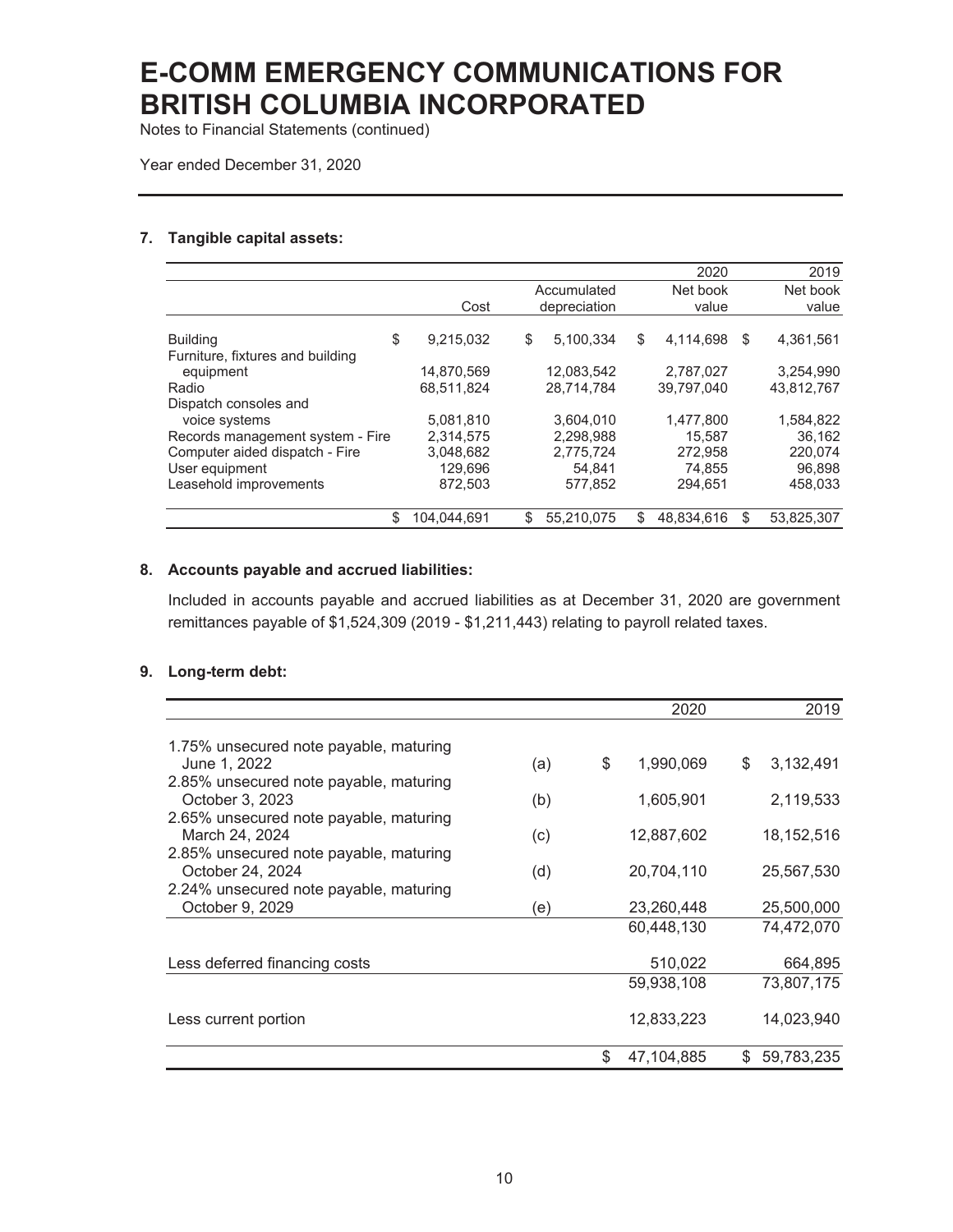# E-COMM EMERGENCY COMMUNICATIONS FOR BRITISH COLUMBIA INCORPORATED

Notes to Financial Statements (continued)

Year ended December 31, 2020

## 7. Tangible capital assets:

| | Cost | Accumulated depreciation | 2020 Net book value | 2019 Net book value |
|---|---|---|---|---|
| Building | $ 9,215,032 | $ 5,100,334 | $ 4,114,698 | $ 4,361,561 |
| Furniture, fixtures and building equipment | 14,870,569 | 12,083,542 | 2,787,027 | 3,254,990 |
| Radio | 68,511,824 | 28,714,784 | 39,797,040 | 43,812,767 |
| Dispatch consoles and voice systems | 5,081,810 | 3,604,010 | 1,477,800 | 1,584,822 |
| Records management system - Fire | 2,314,575 | 2,298,988 | 15,587 | 36,162 |
| Computer aided dispatch - Fire | 3,048,682 | 2,775,724 | 272,958 | 220,074 |
| User equipment | 129,696 | 54,841 | 74,855 | 96,898 |
| Leasehold improvements | 872,503 | 577,852 | 294,651 | 458,033 |
| | $ 104,044,691 | $ 55,210,075 | $ 48,834,616 | $ 53,825,307 |

## 8. Accounts payable and accrued liabilities:

Included in accounts payable and accrued liabilities as at December 31, 2020 are government remittances payable of $1,524,309 (2019 - $1,211,443) relating to payroll related taxes.

## 9. Long-term debt:

| | | 2020 | 2019 |
|---|---|---|---|
| 1.75% unsecured note payable, maturing June 1, 2022 | (a) | $ 1,990,069 | $ 3,132,491 |
| 2.85% unsecured note payable, maturing October 3, 2023 | (b) | 1,605,901 | 2,119,533 |
| 2.65% unsecured note payable, maturing March 24, 2024 | (c) | 12,887,602 | 18,152,516 |
| 2.85% unsecured note payable, maturing October 24, 2024 | (d) | 20,704,110 | 25,567,530 |
| 2.24% unsecured note payable, maturing October 9, 2029 | (e) | 23,260,448 | 25,500,000 |
| | | 60,448,130 | 74,472,070 |
| Less deferred financing costs | | 510,022 | 664,895 |
| | | 59,938,108 | 73,807,175 |
| Less current portion | | 12,833,223 | 14,023,940 |
| | | $ 47,104,885 | $ 59,783,235 |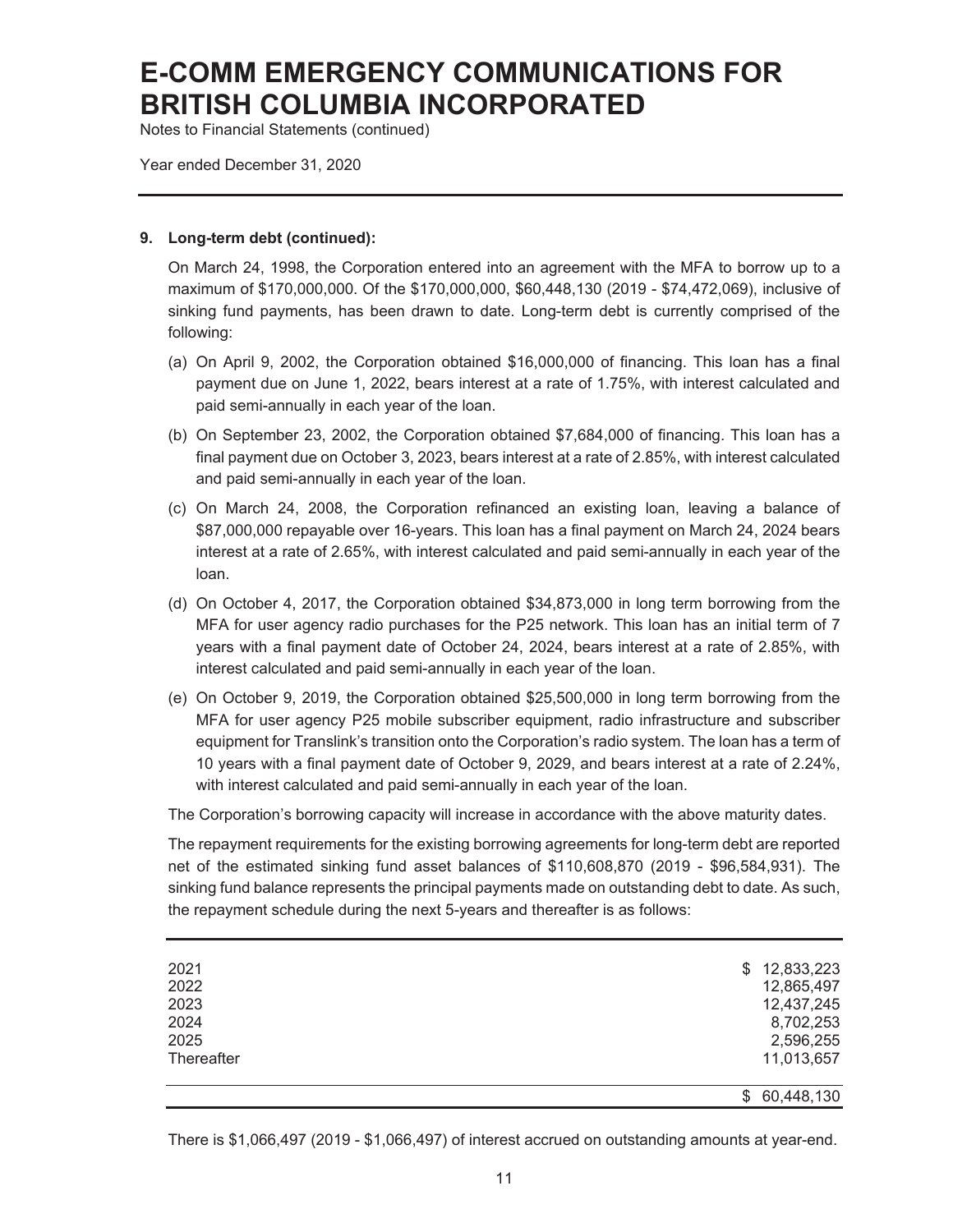# E-COMM EMERGENCY COMMUNICATIONS FOR BRITISH COLUMBIA INCORPORATED

Notes to Financial Statements (continued)

Year ended December 31, 2020

---

**9. Long-term debt (continued):**

On March 24, 1998, the Corporation entered into an agreement with the MFA to borrow up to a maximum of $170,000,000. Of the $170,000,000, $60,448,130 (2019 - $74,472,069), inclusive of sinking fund payments, has been drawn to date. Long-term debt is currently comprised of the following:

(a) On April 9, 2002, the Corporation obtained $16,000,000 of financing. This loan has a final payment due on June 1, 2022, bears interest at a rate of 1.75%, with interest calculated and paid semi-annually in each year of the loan.

(b) On September 23, 2002, the Corporation obtained $7,684,000 of financing. This loan has a final payment due on October 3, 2023, bears interest at a rate of 2.85%, with interest calculated and paid semi-annually in each year of the loan.

(c) On March 24, 2008, the Corporation refinanced an existing loan, leaving a balance of $87,000,000 repayable over 16-years. This loan has a final payment on March 24, 2024 bears interest at a rate of 2.65%, with interest calculated and paid semi-annually in each year of the loan.

(d) On October 4, 2017, the Corporation obtained $34,873,000 in long term borrowing from the MFA for user agency radio purchases for the P25 network. This loan has an initial term of 7 years with a final payment date of October 24, 2024, bears interest at a rate of 2.85%, with interest calculated and paid semi-annually in each year of the loan.

(e) On October 9, 2019, the Corporation obtained $25,500,000 in long term borrowing from the MFA for user agency P25 mobile subscriber equipment, radio infrastructure and subscriber equipment for Translink's transition onto the Corporation's radio system. The loan has a term of 10 years with a final payment date of October 9, 2029, and bears interest at a rate of 2.24%, with interest calculated and paid semi-annually in each year of the loan.

The Corporation's borrowing capacity will increase in accordance with the above maturity dates.

The repayment requirements for the existing borrowing agreements for long-term debt are reported net of the estimated sinking fund asset balances of $110,608,870 (2019 - $96,584,931). The sinking fund balance represents the principal payments made on outstanding debt to date. As such, the repayment schedule during the next 5-years and thereafter is as follows:

| | |
|---|---:|
| 2021 | $ 12,833,223 |
| 2022 | 12,865,497 |
| 2023 | 12,437,245 |
| 2024 | 8,702,253 |
| 2025 | 2,596,255 |
| Thereafter | 11,013,657 |
| | $ 60,448,130 |

There is $1,066,497 (2019 - $1,066,497) of interest accrued on outstanding amounts at year-end.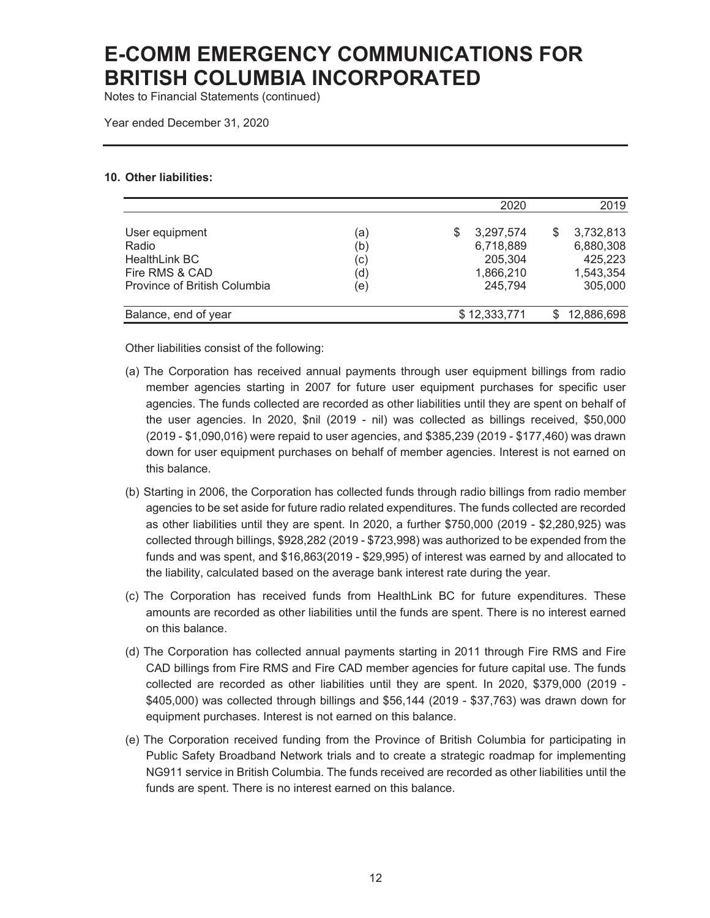# E-COMM EMERGENCY COMMUNICATIONS FOR BRITISH COLUMBIA INCORPORATED

Notes to Financial Statements (continued)

Year ended December 31, 2020

### 10. Other liabilities:

| | | 2020 | 2019 |
|---|---|---|---|
| User equipment | (a) | $ 3,297,574 | $ 3,732,813 |
| Radio | (b) | 6,718,889 | 6,880,308 |
| HealthLink BC | (c) | 205,304 | 425,223 |
| Fire RMS & CAD | (d) | 1,866,210 | 1,543,354 |
| Province of British Columbia | (e) | 245,794 | 305,000 |
| Balance, end of year | | $ 12,333,771 | $ 12,886,698 |

Other liabilities consist of the following:

(a) The Corporation has received annual payments through user equipment billings from radio member agencies starting in 2007 for future user equipment purchases for specific user agencies. The funds collected are recorded as other liabilities until they are spent on behalf of the user agencies. In 2020, $nil (2019 - nil) was collected as billings received, $50,000 (2019 - $1,090,016) were repaid to user agencies, and $385,239 (2019 - $177,460) was drawn down for user equipment purchases on behalf of member agencies. Interest is not earned on this balance.

(b) Starting in 2006, the Corporation has collected funds through radio billings from radio member agencies to be set aside for future radio related expenditures. The funds collected are recorded as other liabilities until they are spent. In 2020, a further $750,000 (2019 - $2,280,925) was collected through billings, $928,282 (2019 - $723,998) was authorized to be expended from the funds and was spent, and $16,863(2019 - $29,995) of interest was earned by and allocated to the liability, calculated based on the average bank interest rate during the year.

(c) The Corporation has received funds from HealthLink BC for future expenditures. These amounts are recorded as other liabilities until the funds are spent. There is no interest earned on this balance.

(d) The Corporation has collected annual payments starting in 2011 through Fire RMS and Fire CAD billings from Fire RMS and Fire CAD member agencies for future capital use. The funds collected are recorded as other liabilities until they are spent. In 2020, $379,000 (2019 - $405,000) was collected through billings and $56,144 (2019 - $37,763) was drawn down for equipment purchases. Interest is not earned on this balance.

(e) The Corporation received funding from the Province of British Columbia for participating in Public Safety Broadband Network trials and to create a strategic roadmap for implementing NG911 service in British Columbia. The funds received are recorded as other liabilities until the funds are spent. There is no interest earned on this balance.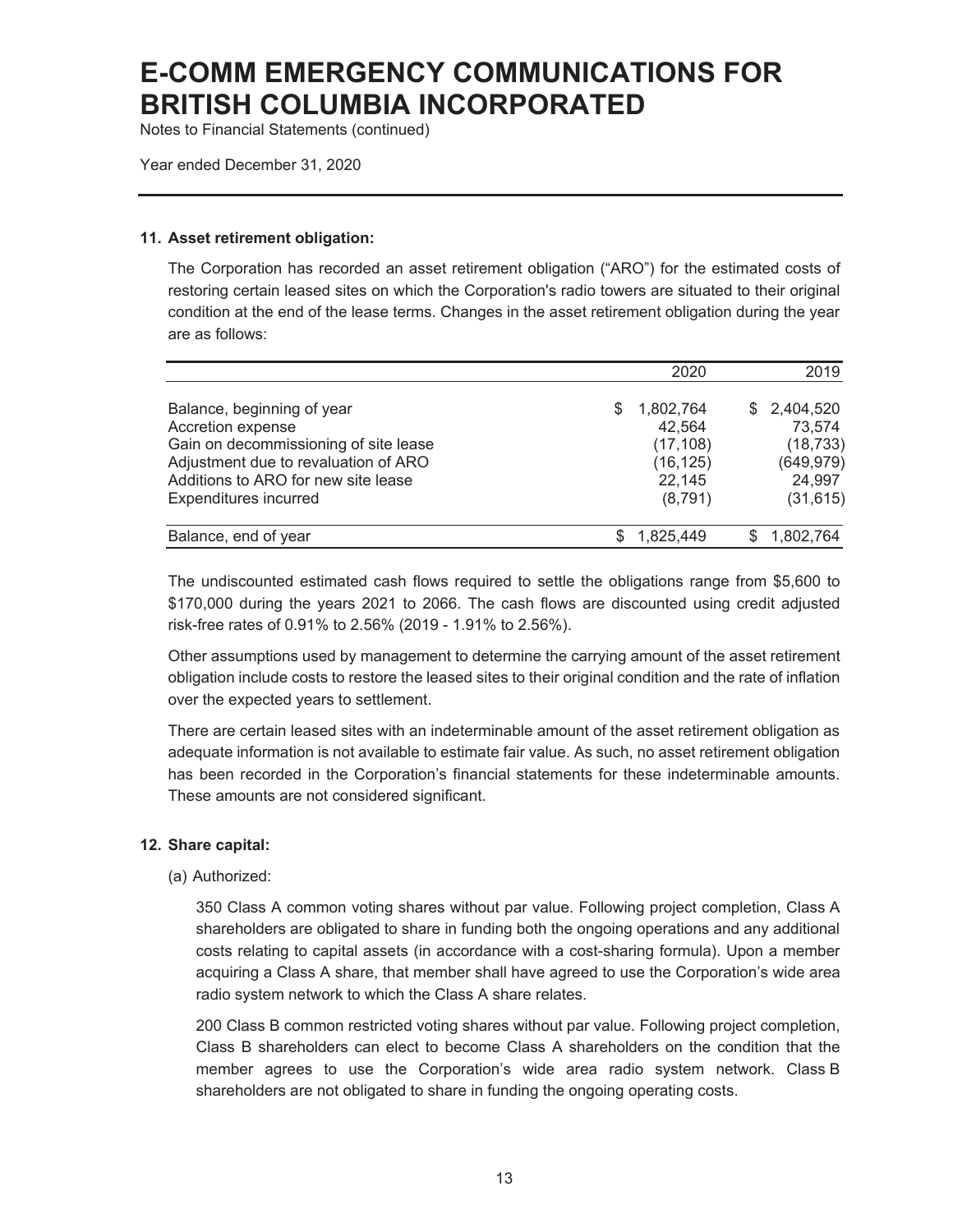# E-COMM EMERGENCY COMMUNICATIONS FOR BRITISH COLUMBIA INCORPORATED

Notes to Financial Statements (continued)

Year ended December 31, 2020

### 11. Asset retirement obligation:

The Corporation has recorded an asset retirement obligation ("ARO") for the estimated costs of restoring certain leased sites on which the Corporation's radio towers are situated to their original condition at the end of the lease terms. Changes in the asset retirement obligation during the year are as follows:

| | 2020 | 2019 |
|---|---|---|
| Balance, beginning of year | $ 1,802,764 | $ 2,404,520 |
| Accretion expense | 42,564 | 73,574 |
| Gain on decommissioning of site lease | (17,108) | (18,733) |
| Adjustment due to revaluation of ARO | (16,125) | (649,979) |
| Additions to ARO for new site lease | 22,145 | 24,997 |
| Expenditures incurred | (8,791) | (31,615) |
| Balance, end of year | $ 1,825,449 | $ 1,802,764 |

The undiscounted estimated cash flows required to settle the obligations range from $5,600 to $170,000 during the years 2021 to 2066. The cash flows are discounted using credit adjusted risk-free rates of 0.91% to 2.56% (2019 - 1.91% to 2.56%).

Other assumptions used by management to determine the carrying amount of the asset retirement obligation include costs to restore the leased sites to their original condition and the rate of inflation over the expected years to settlement.

There are certain leased sites with an indeterminable amount of the asset retirement obligation as adequate information is not available to estimate fair value. As such, no asset retirement obligation has been recorded in the Corporation's financial statements for these indeterminable amounts. These amounts are not considered significant.

### 12. Share capital:

(a) Authorized:

350 Class A common voting shares without par value. Following project completion, Class A shareholders are obligated to share in funding both the ongoing operations and any additional costs relating to capital assets (in accordance with a cost-sharing formula). Upon a member acquiring a Class A share, that member shall have agreed to use the Corporation's wide area radio system network to which the Class A share relates.

200 Class B common restricted voting shares without par value. Following project completion, Class B shareholders can elect to become Class A shareholders on the condition that the member agrees to use the Corporation's wide area radio system network. Class B shareholders are not obligated to share in funding the ongoing operating costs.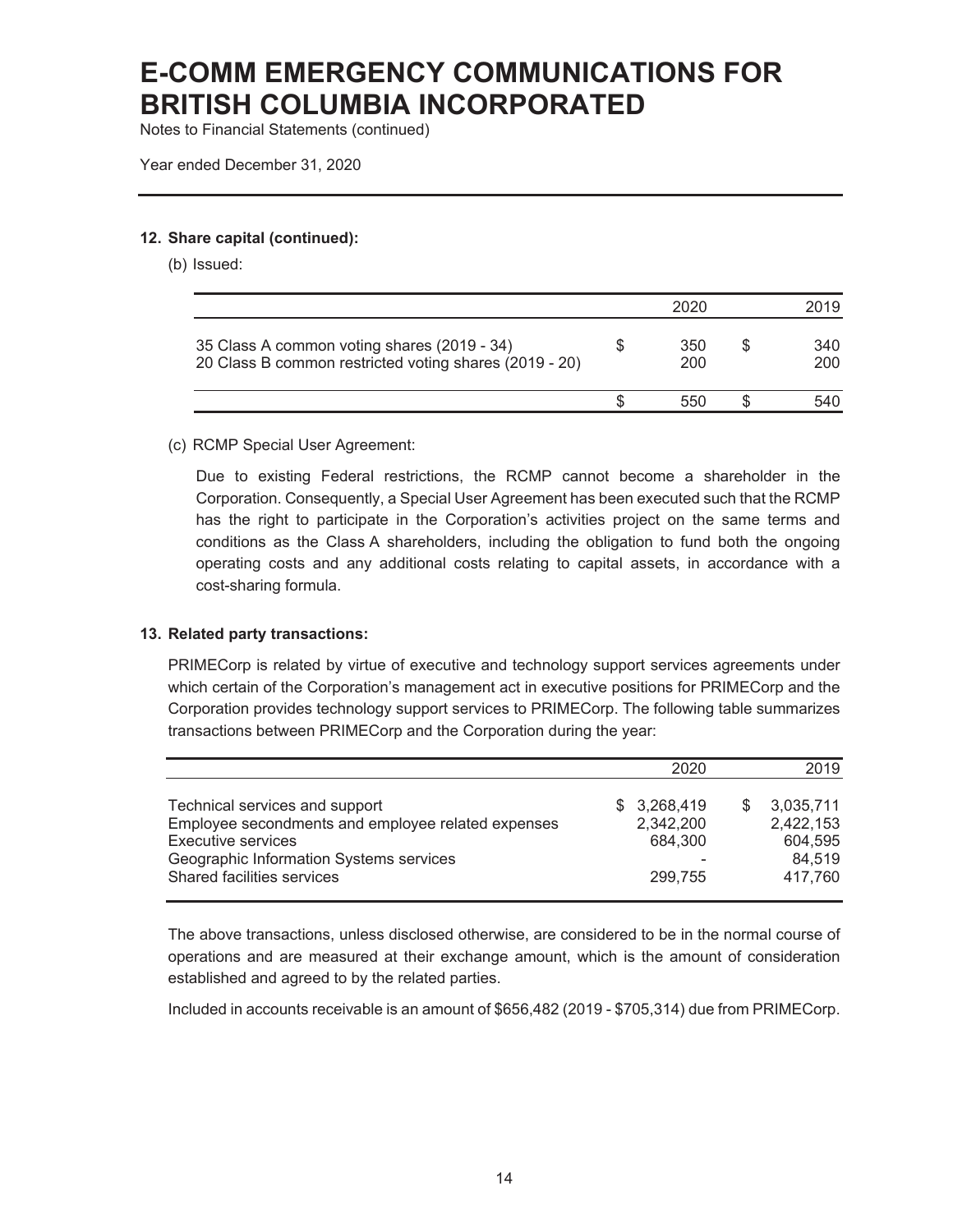# E-COMM EMERGENCY COMMUNICATIONS FOR BRITISH COLUMBIA INCORPORATED

Notes to Financial Statements (continued)

Year ended December 31, 2020

**12. Share capital (continued):**

(b) Issued:

| | | 2020 | | 2019 |
|---|---|---|---|---|
| 35 Class A common voting shares (2019 - 34) | $ | 350 | $ | 340 |
| 20 Class B common restricted voting shares (2019 - 20) | | 200 | | 200 |
| | $ | 550 | $ | 540 |

(c) RCMP Special User Agreement:

Due to existing Federal restrictions, the RCMP cannot become a shareholder in the Corporation. Consequently, a Special User Agreement has been executed such that the RCMP has the right to participate in the Corporation's activities project on the same terms and conditions as the Class A shareholders, including the obligation to fund both the ongoing operating costs and any additional costs relating to capital assets, in accordance with a cost-sharing formula.

**13. Related party transactions:**

PRIMECorp is related by virtue of executive and technology support services agreements under which certain of the Corporation's management act in executive positions for PRIMECorp and the Corporation provides technology support services to PRIMECorp. The following table summarizes transactions between PRIMECorp and the Corporation during the year:

| | 2020 | 2019 |
|---|---|---|
| Technical services and support | $ 3,268,419 | $ 3,035,711 |
| Employee secondments and employee related expenses | 2,342,200 | 2,422,153 |
| Executive services | 684,300 | 604,595 |
| Geographic Information Systems services | - | 84,519 |
| Shared facilities services | 299,755 | 417,760 |

The above transactions, unless disclosed otherwise, are considered to be in the normal course of operations and are measured at their exchange amount, which is the amount of consideration established and agreed to by the related parties.

Included in accounts receivable is an amount of $656,482 (2019 - $705,314) due from PRIMECorp.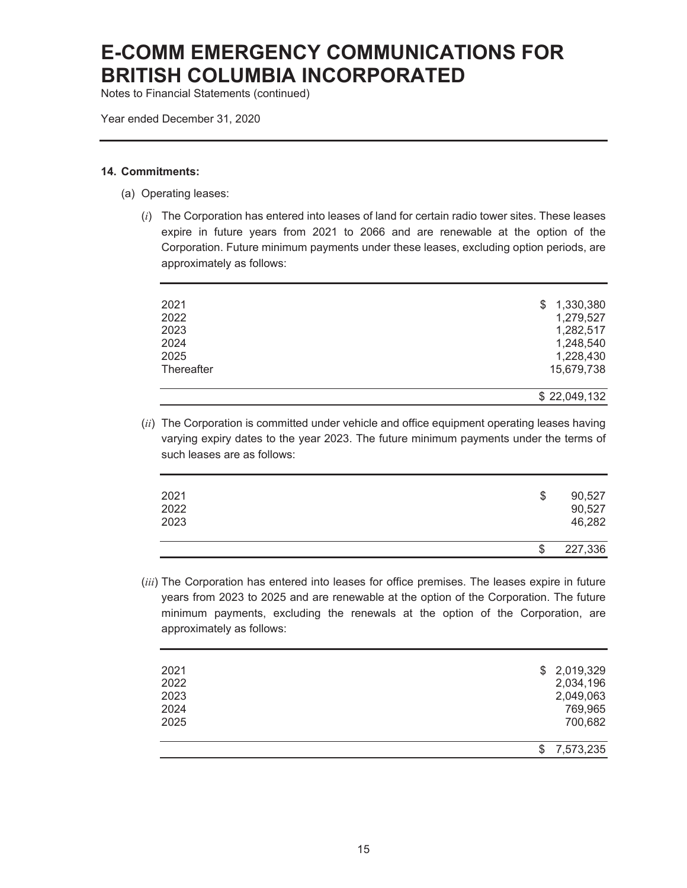# E-COMM EMERGENCY COMMUNICATIONS FOR BRITISH COLUMBIA INCORPORATED

Notes to Financial Statements (continued)

Year ended December 31, 2020

**14. Commitments:**

(a) Operating leases:

(*i*) The Corporation has entered into leases of land for certain radio tower sites. These leases expire in future years from 2021 to 2066 and are renewable at the option of the Corporation. Future minimum payments under these leases, excluding option periods, are approximately as follows:

| | |
|---|---|
| 2021 | $ 1,330,380 |
| 2022 | 1,279,527 |
| 2023 | 1,282,517 |
| 2024 | 1,248,540 |
| 2025 | 1,228,430 |
| Thereafter | 15,679,738 |
| | $ 22,049,132 |

(*ii*) The Corporation is committed under vehicle and office equipment operating leases having varying expiry dates to the year 2023. The future minimum payments under the terms of such leases are as follows:

| | |
|---|---|
| 2021 | $ 90,527 |
| 2022 | 90,527 |
| 2023 | 46,282 |
| | $ 227,336 |

(*iii*) The Corporation has entered into leases for office premises. The leases expire in future years from 2023 to 2025 and are renewable at the option of the Corporation. The future minimum payments, excluding the renewals at the option of the Corporation, are approximately as follows:

| | |
|---|---|
| 2021 | $ 2,019,329 |
| 2022 | 2,034,196 |
| 2023 | 2,049,063 |
| 2024 | 769,965 |
| 2025 | 700,682 |
| | $ 7,573,235 |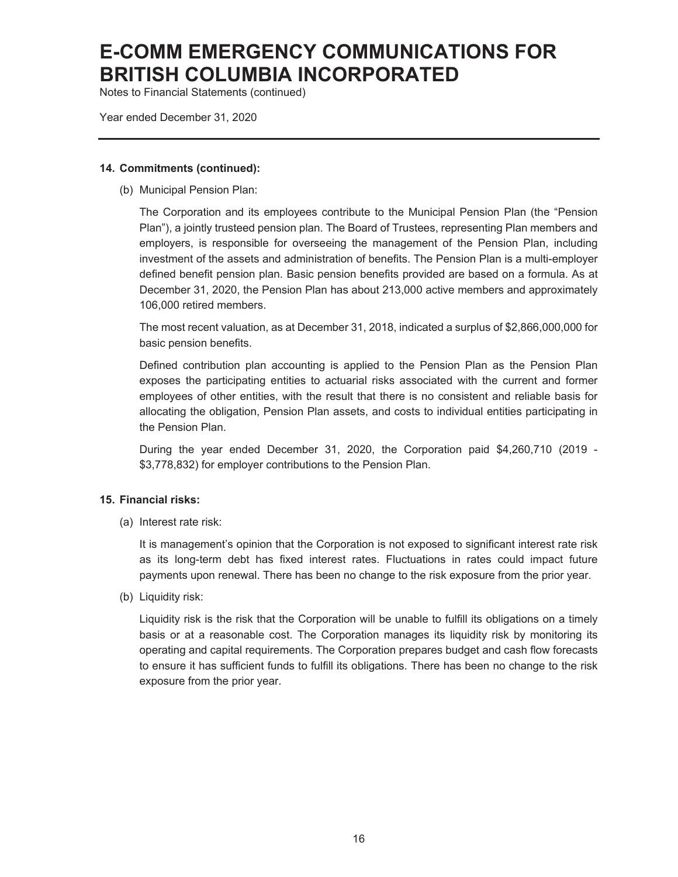# E-COMM EMERGENCY COMMUNICATIONS FOR BRITISH COLUMBIA INCORPORATED

Notes to Financial Statements (continued)

Year ended December 31, 2020

---

**14. Commitments (continued):**

(b) Municipal Pension Plan:

The Corporation and its employees contribute to the Municipal Pension Plan (the "Pension Plan"), a jointly trusteed pension plan. The Board of Trustees, representing Plan members and employers, is responsible for overseeing the management of the Pension Plan, including investment of the assets and administration of benefits. The Pension Plan is a multi-employer defined benefit pension plan. Basic pension benefits provided are based on a formula. As at December 31, 2020, the Pension Plan has about 213,000 active members and approximately 106,000 retired members.

The most recent valuation, as at December 31, 2018, indicated a surplus of $2,866,000,000 for basic pension benefits.

Defined contribution plan accounting is applied to the Pension Plan as the Pension Plan exposes the participating entities to actuarial risks associated with the current and former employees of other entities, with the result that there is no consistent and reliable basis for allocating the obligation, Pension Plan assets, and costs to individual entities participating in the Pension Plan.

During the year ended December 31, 2020, the Corporation paid $4,260,710 (2019 - $3,778,832) for employer contributions to the Pension Plan.

**15. Financial risks:**

(a) Interest rate risk:

It is management's opinion that the Corporation is not exposed to significant interest rate risk as its long-term debt has fixed interest rates. Fluctuations in rates could impact future payments upon renewal. There has been no change to the risk exposure from the prior year.

(b) Liquidity risk:

Liquidity risk is the risk that the Corporation will be unable to fulfill its obligations on a timely basis or at a reasonable cost. The Corporation manages its liquidity risk by monitoring its operating and capital requirements. The Corporation prepares budget and cash flow forecasts to ensure it has sufficient funds to fulfill its obligations. There has been no change to the risk exposure from the prior year.